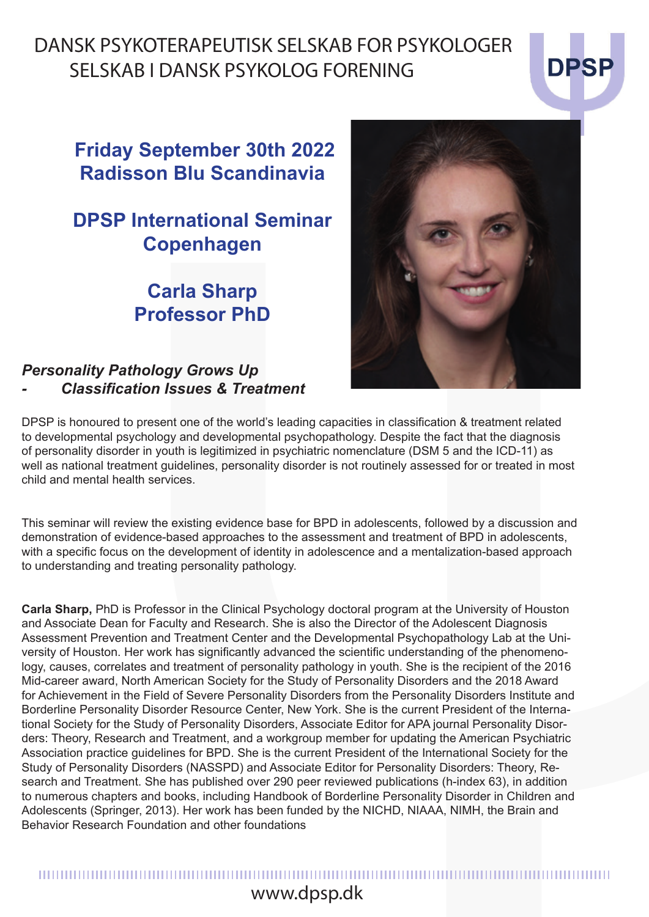DANSK PSYKOTERAPEUTISK SELSKAB FOR PSYKOLOGER
SELSKAB I DANSK PSYKOLOG FORENING

DPSP

## Friday September 30th 2022
## Radisson Blu Scandinavia

## DPSP International Seminar Copenhagen

## Carla Sharp
## Professor PhD

### *Personality Pathology Grows Up*
### *- Classification Issues & Treatment*

DPSP is honoured to present one of the world's leading capacities in classification & treatment related to developmental psychology and developmental psychopathology. Despite the fact that the diagnosis of personality disorder in youth is legitimized in psychiatric nomenclature (DSM 5 and the ICD-11) as well as national treatment guidelines, personality disorder is not routinely assessed for or treated in most child and mental health services.

This seminar will review the existing evidence base for BPD in adolescents, followed by a discussion and demonstration of evidence-based approaches to the assessment and treatment of BPD in adolescents, with a specific focus on the development of identity in adolescence and a mentalization-based approach to understanding and treating personality pathology.

**Carla Sharp,** PhD is Professor in the Clinical Psychology doctoral program at the University of Houston and Associate Dean for Faculty and Research. She is also the Director of the Adolescent Diagnosis Assessment Prevention and Treatment Center and the Developmental Psychopathology Lab at the University of Houston. Her work has significantly advanced the scientific understanding of the phenomenology, causes, correlates and treatment of personality pathology in youth. She is the recipient of the 2016 Mid-career award, North American Society for the Study of Personality Disorders and the 2018 Award for Achievement in the Field of Severe Personality Disorders from the Personality Disorders Institute and Borderline Personality Disorder Resource Center, New York. She is the current President of the International Society for the Study of Personality Disorders, Associate Editor for APA journal Personality Disorders: Theory, Research and Treatment, and a workgroup member for updating the American Psychiatric Association practice guidelines for BPD. She is the current President of the International Society for the Study of Personality Disorders (NASSPD) and Associate Editor for Personality Disorders: Theory, Research and Treatment. She has published over 290 peer reviewed publications (h-index 63), in addition to numerous chapters and books, including Handbook of Borderline Personality Disorder in Children and Adolescents (Springer, 2013). Her work has been funded by the NICHD, NIAAA, NIMH, the Brain and Behavior Research Foundation and other foundations

www.dpsp.dk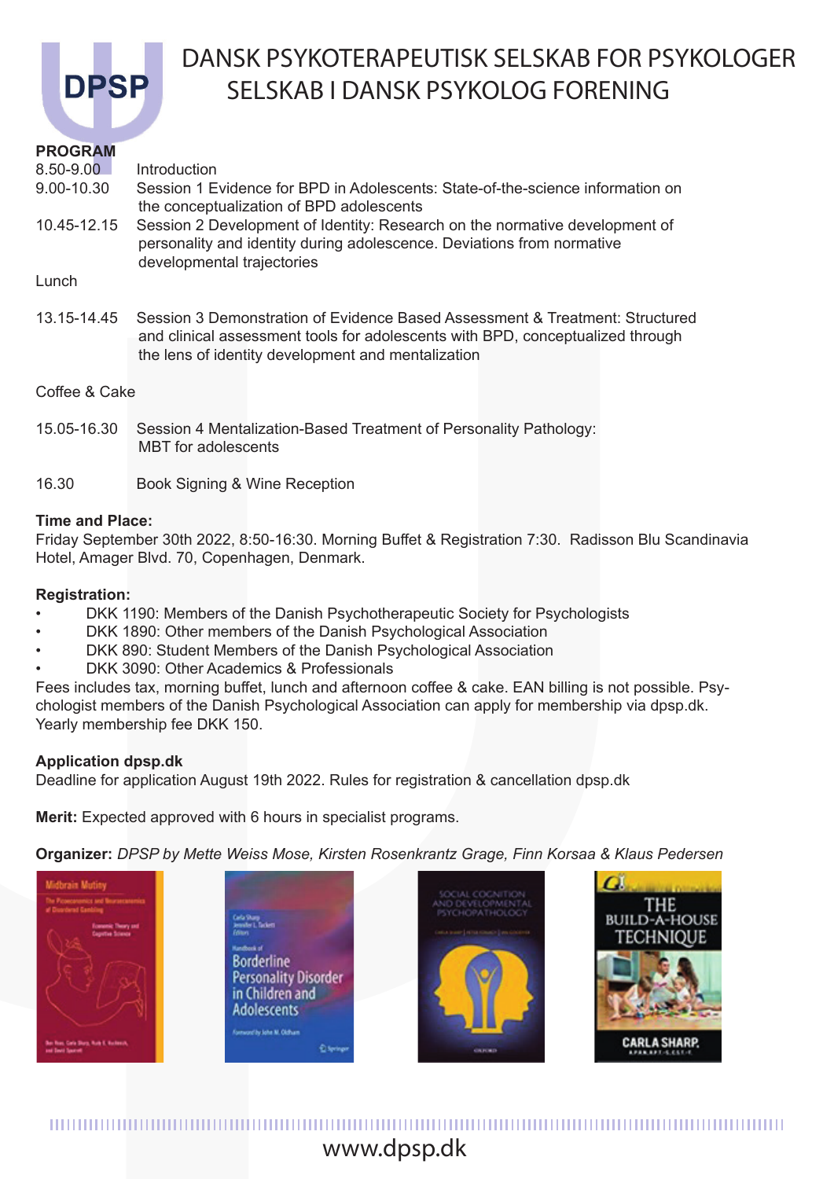# DANSK PSYKOTERAPEUTISK SELSKAB FOR PSYKOLOGER
## SELSKAB I DANSK PSYKOLOG FORENING

DPSP

**PROGRAM**

| | |
|---|---|
| 8.50-9.00 | Introduction |
| 9.00-10.30 | Session 1 Evidence for BPD in Adolescents: State-of-the-science information on the conceptualization of BPD adolescents |
| 10.45-12.15 | Session 2 Development of Identity: Research on the normative development of personality and identity during adolescence. Deviations from normative developmental trajectories |
| Lunch | |
| 13.15-14.45 | Session 3 Demonstration of Evidence Based Assessment & Treatment: Structured and clinical assessment tools for adolescents with BPD, conceptualized through the lens of identity development and mentalization |
| Coffee & Cake | |
| 15.05-16.30 | Session 4 Mentalization-Based Treatment of Personality Pathology: MBT for adolescents |
| 16.30 | Book Signing & Wine Reception |

**Time and Place:**
Friday September 30th 2022, 8:50-16:30. Morning Buffet & Registration 7:30. Radisson Blu Scandinavia Hotel, Amager Blvd. 70, Copenhagen, Denmark.

**Registration:**

- DKK 1190: Members of the Danish Psychotherapeutic Society for Psychologists
- DKK 1890: Other members of the Danish Psychological Association
- DKK 890: Student Members of the Danish Psychological Association
- DKK 3090: Other Academics & Professionals

Fees includes tax, morning buffet, lunch and afternoon coffee & cake. EAN billing is not possible. Psychologist members of the Danish Psychological Association can apply for membership via dpsp.dk. Yearly membership fee DKK 150.

**Application dpsp.dk**
Deadline for application August 19th 2022. Rules for registration & cancellation dpsp.dk

**Merit:** Expected approved with 6 hours in specialist programs.

**Organizer:** *DPSP by Mette Weiss Mose, Kirsten Rosenkrantz Grage, Finn Korsaa & Klaus Pedersen*

www.dpsp.dk